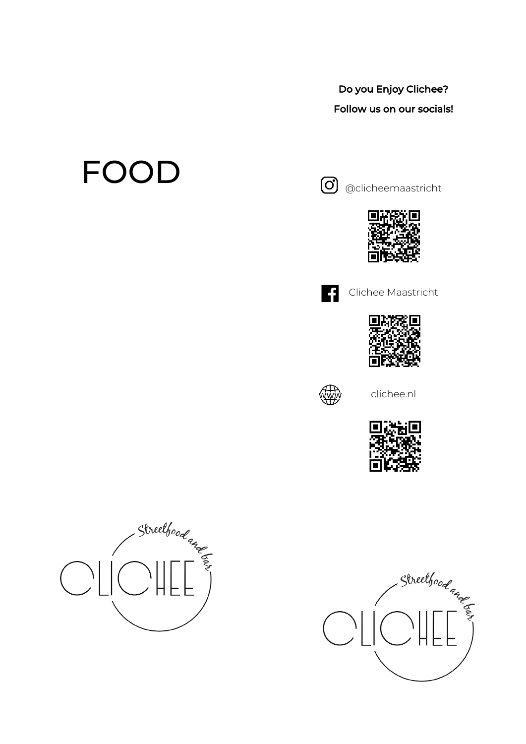# FOOD

**Do you Enjoy Clichee?**

**Follow us on our socials!**

@clicheemaastricht

Clichee Maastricht

clichee.nl

Streetfood and bar

CLICHEE

Streetfood and bar

CLICHEE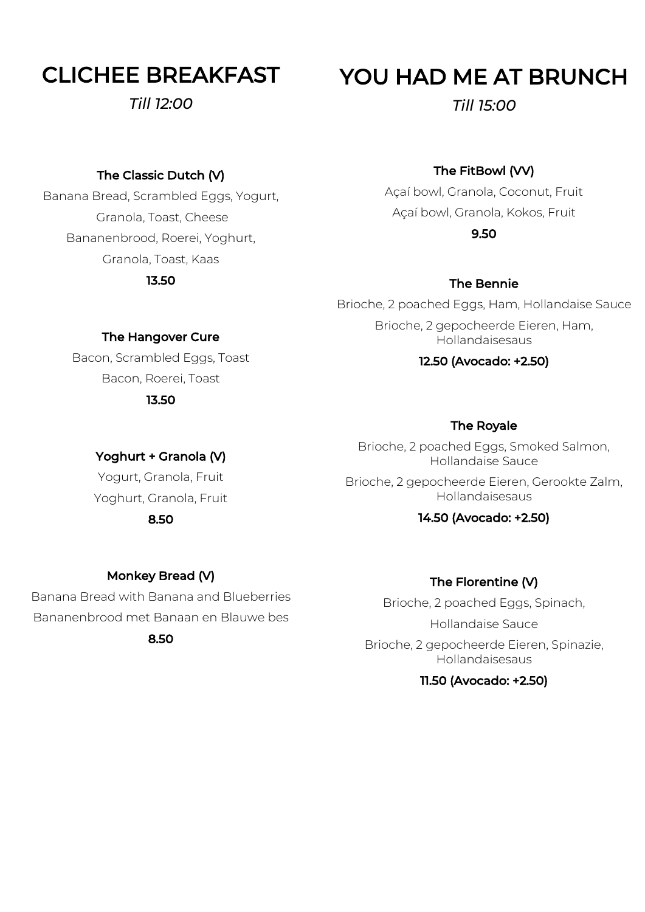# CLICHEE BREAKFAST

*Till 12:00*

### The Classic Dutch (V)

Banana Bread, Scrambled Eggs, Yogurt, Granola, Toast, Cheese

Bananenbrood, Roerei, Yoghurt, Granola, Toast, Kaas

**13.50**

### The Hangover Cure

Bacon, Scrambled Eggs, Toast

Bacon, Roerei, Toast

**13.50**

### Yoghurt + Granola (V)

Yogurt, Granola, Fruit

Yoghurt, Granola, Fruit

**8.50**

### Monkey Bread (V)

Banana Bread with Banana and Blueberries

Bananenbrood met Banaan en Blauwe bes

**8.50**

# YOU HAD ME AT BRUNCH

*Till 15:00*

### The FitBowl (VV)

Açaí bowl, Granola, Coconut, Fruit

Açaí bowl, Granola, Kokos, Fruit

**9.50**

### The Bennie

Brioche, 2 poached Eggs, Ham, Hollandaise Sauce

Brioche, 2 gepocheerde Eieren, Ham, Hollandaisesaus

**12.50 (Avocado: +2.50)**

### The Royale

Brioche, 2 poached Eggs, Smoked Salmon, Hollandaise Sauce

Brioche, 2 gepocheerde Eieren, Gerookte Zalm, Hollandaisesaus

**14.50 (Avocado: +2.50)**

### The Florentine (V)

Brioche, 2 poached Eggs, Spinach, Hollandaise Sauce

Brioche, 2 gepocheerde Eieren, Spinazie, Hollandaisesaus

**11.50 (Avocado: +2.50)**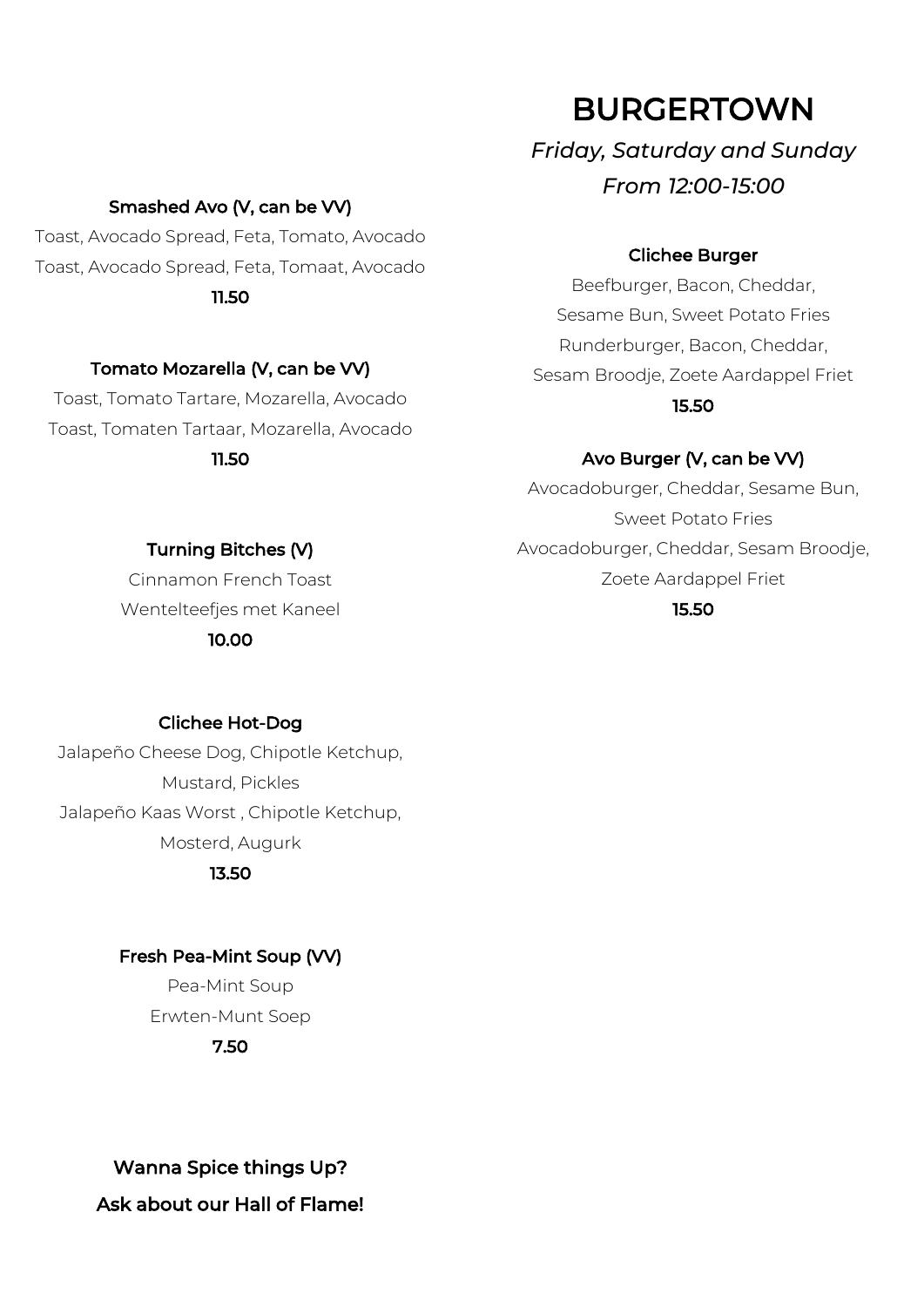### Smashed Avo (V, can be VV)

Toast, Avocado Spread, Feta, Tomato, Avocado
Toast, Avocado Spread, Feta, Tomaat, Avocado

**11.50**

### Tomato Mozarella (V, can be VV)

Toast, Tomato Tartare, Mozarella, Avocado
Toast, Tomaten Tartaar, Mozarella, Avocado

**11.50**

### Turning Bitches (V)

Cinnamon French Toast
Wentelteefjes met Kaneel

**10.00**

### Clichee Hot-Dog

Jalapeño Cheese Dog, Chipotle Ketchup, Mustard, Pickles
Jalapeño Kaas Worst , Chipotle Ketchup, Mosterd, Augurk

**13.50**

### Fresh Pea-Mint Soup (VV)

Pea-Mint Soup
Erwten-Munt Soep

**7.50**

**Wanna Spice things Up?**
**Ask about our Hall of Flame!**

# BURGERTOWN

*Friday, Saturday and Sunday*
*From 12:00-15:00*

### Clichee Burger

Beefburger, Bacon, Cheddar, Sesame Bun, Sweet Potato Fries
Runderburger, Bacon, Cheddar, Sesam Broodje, Zoete Aardappel Friet

**15.50**

### Avo Burger (V, can be VV)

Avocadoburger, Cheddar, Sesame Bun, Sweet Potato Fries
Avocadoburger, Cheddar, Sesam Broodje, Zoete Aardappel Friet

**15.50**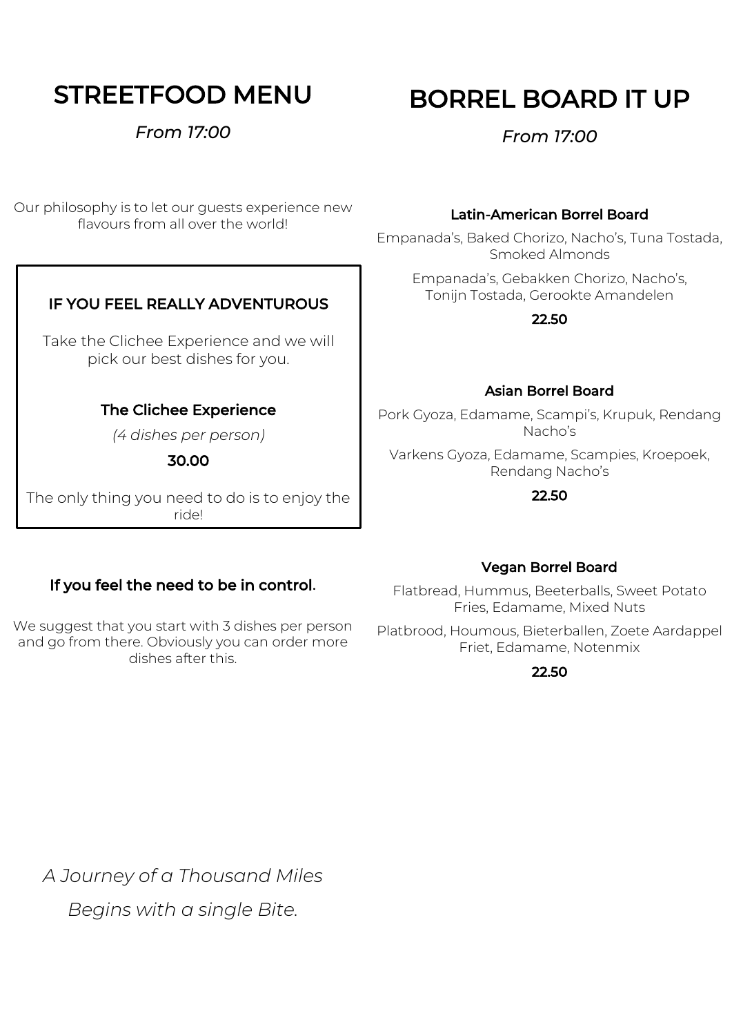# STREETFOOD MENU

*From 17:00*

Our philosophy is to let our guests experience new flavours from all over the world!

## IF YOU FEEL REALLY ADVENTUROUS

Take the Clichee Experience and we will pick our best dishes for you.

### The Clichee Experience

*(4 dishes per person)*

**30.00**

The only thing you need to do is to enjoy the ride!

### If you feel the need to be in control.

We suggest that you start with 3 dishes per person and go from there. Obviously you can order more dishes after this.

*A Journey of a Thousand Miles*

*Begins with a single Bite.*

# BORREL BOARD IT UP

*From 17:00*

### Latin-American Borrel Board

Empanada's, Baked Chorizo, Nacho's, Tuna Tostada, Smoked Almonds

Empanada's, Gebakken Chorizo, Nacho's, Tonijn Tostada, Gerookte Amandelen

**22.50**

### Asian Borrel Board

Pork Gyoza, Edamame, Scampi's, Krupuk, Rendang Nacho's

Varkens Gyoza, Edamame, Scampies, Kroepoek, Rendang Nacho's

**22.50**

### Vegan Borrel Board

Flatbread, Hummus, Beeterballs, Sweet Potato Fries, Edamame, Mixed Nuts

Platbrood, Houmous, Bieterballen, Zoete Aardappel Friet, Edamame, Notenmix

**22.50**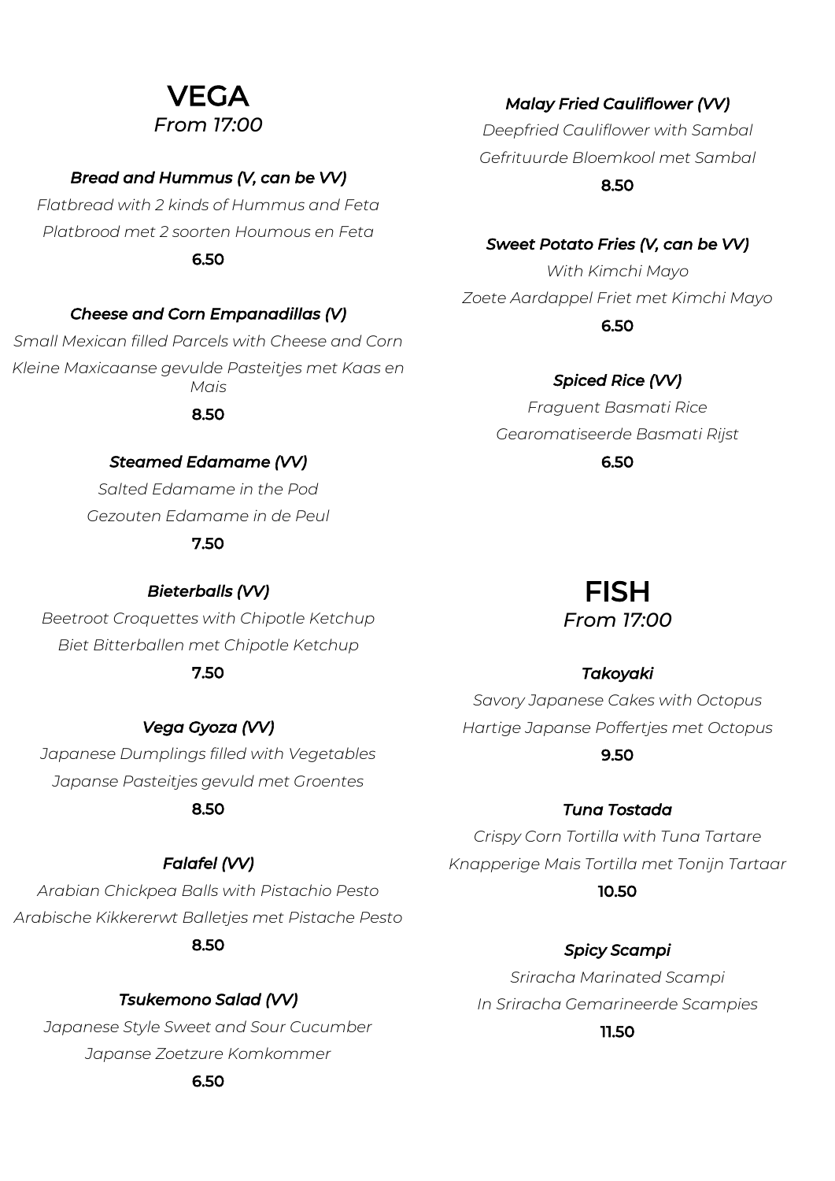# VEGA

*From 17:00*

### *Bread and Hummus (V, can be VV)*

*Flatbread with 2 kinds of Hummus and Feta*

*Platbrood met 2 soorten Houmous en Feta*

**6.50**

### *Cheese and Corn Empanadillas (V)*

*Small Mexican filled Parcels with Cheese and Corn*

*Kleine Maxicaanse gevulde Pasteitjes met Kaas en Mais*

**8.50**

### *Steamed Edamame (VV)*

*Salted Edamame in the Pod*

*Gezouten Edamame in de Peul*

**7.50**

### *Bieterballs (VV)*

*Beetroot Croquettes with Chipotle Ketchup*

*Biet Bitterballen met Chipotle Ketchup*

**7.50**

### *Vega Gyoza (VV)*

*Japanese Dumplings filled with Vegetables*

*Japanse Pasteitjes gevuld met Groentes*

**8.50**

### *Falafel (VV)*

*Arabian Chickpea Balls with Pistachio Pesto*

*Arabische Kikkererwt Balletjes met Pistache Pesto*

**8.50**

### *Tsukemono Salad (VV)*

*Japanese Style Sweet and Sour Cucumber*

*Japanse Zoetzure Komkommer*

**6.50**

### *Malay Fried Cauliflower (VV)*

*Deepfried Cauliflower with Sambal*

*Gefrituurde Bloemkool met Sambal*

**8.50**

### *Sweet Potato Fries (V, can be VV)*

*With Kimchi Mayo*

*Zoete Aardappel Friet met Kimchi Mayo*

**6.50**

### *Spiced Rice (VV)*

*Fraguent Basmati Rice*

*Gearomatiseerde Basmati Rijst*

**6.50**

# FISH

*From 17:00*

### *Takoyaki*

*Savory Japanese Cakes with Octopus*

*Hartige Japanse Poffertjes met Octopus*

**9.50**

### *Tuna Tostada*

*Crispy Corn Tortilla with Tuna Tartare*

*Knapperige Mais Tortilla met Tonijn Tartaar*

**10.50**

### *Spicy Scampi*

*Sriracha Marinated Scampi*

*In Sriracha Gemarineerde Scampies*

**11.50**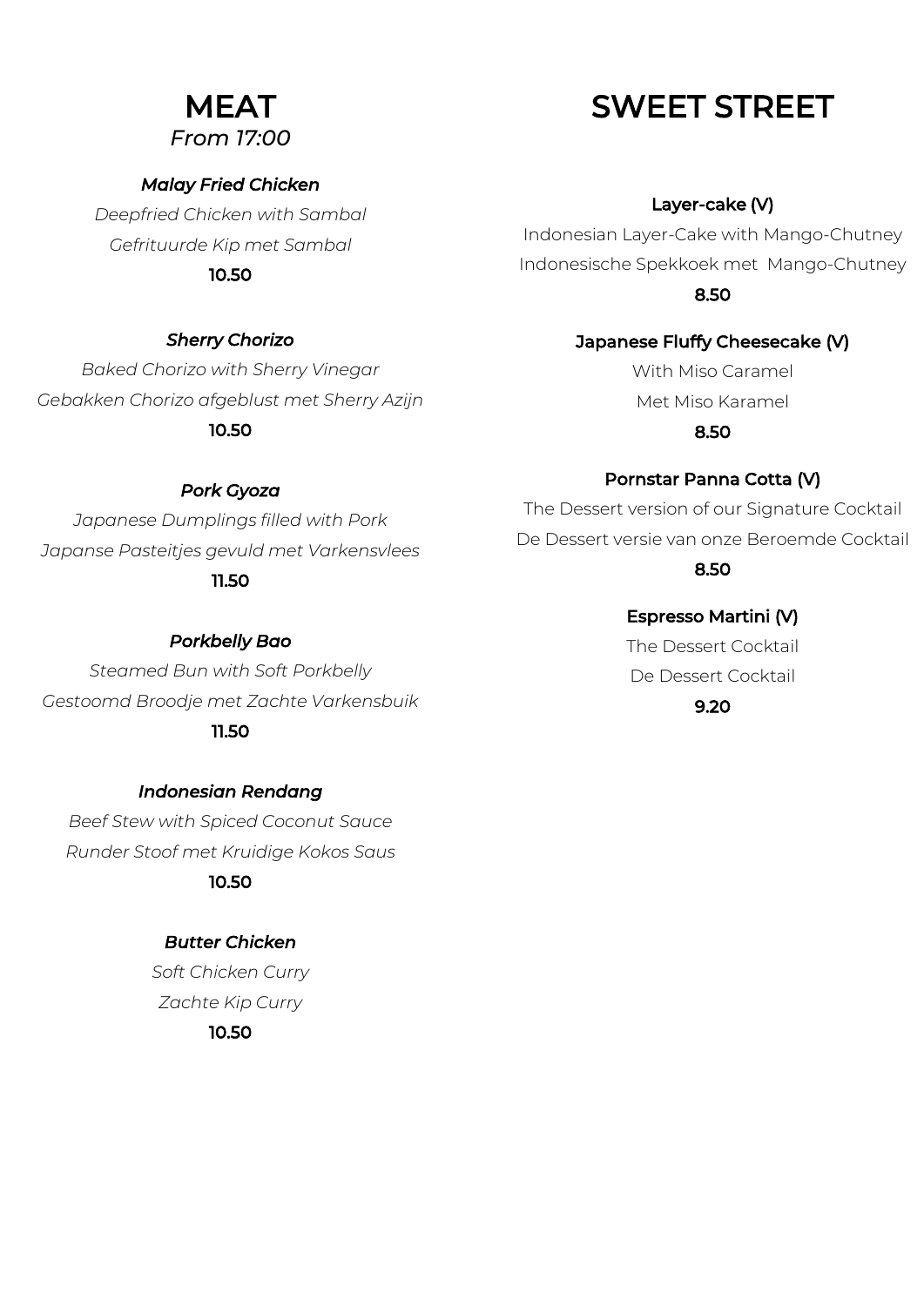# MEAT

*From 17:00*

***Malay Fried Chicken***

*Deepfried Chicken with Sambal*

*Gefrituurde Kip met Sambal*

**10.50**

***Sherry Chorizo***

*Baked Chorizo with Sherry Vinegar*

*Gebakken Chorizo afgeblust met Sherry Azijn*

**10.50**

***Pork Gyoza***

*Japanese Dumplings filled with Pork*

*Japanse Pasteitjes gevuld met Varkensvlees*

**11.50**

***Porkbelly Bao***

*Steamed Bun with Soft Porkbelly*

*Gestoomd Broodje met Zachte Varkensbuik*

**11.50**

***Indonesian Rendang***

*Beef Stew with Spiced Coconut Sauce*

*Runder Stoof met Kruidige Kokos Saus*

**10.50**

***Butter Chicken***

*Soft Chicken Curry*

*Zachte Kip Curry*

**10.50**

# SWEET STREET

**Layer-cake (V)**

Indonesian Layer-Cake with Mango-Chutney

Indonesische Spekkoek met Mango-Chutney

**8.50**

**Japanese Fluffy Cheesecake (V)**

With Miso Caramel

Met Miso Karamel

**8.50**

**Pornstar Panna Cotta (V)**

The Dessert version of our Signature Cocktail

De Dessert versie van onze Beroemde Cocktail

**8.50**

**Espresso Martini (V)**

The Dessert Cocktail

De Dessert Cocktail

**9.20**